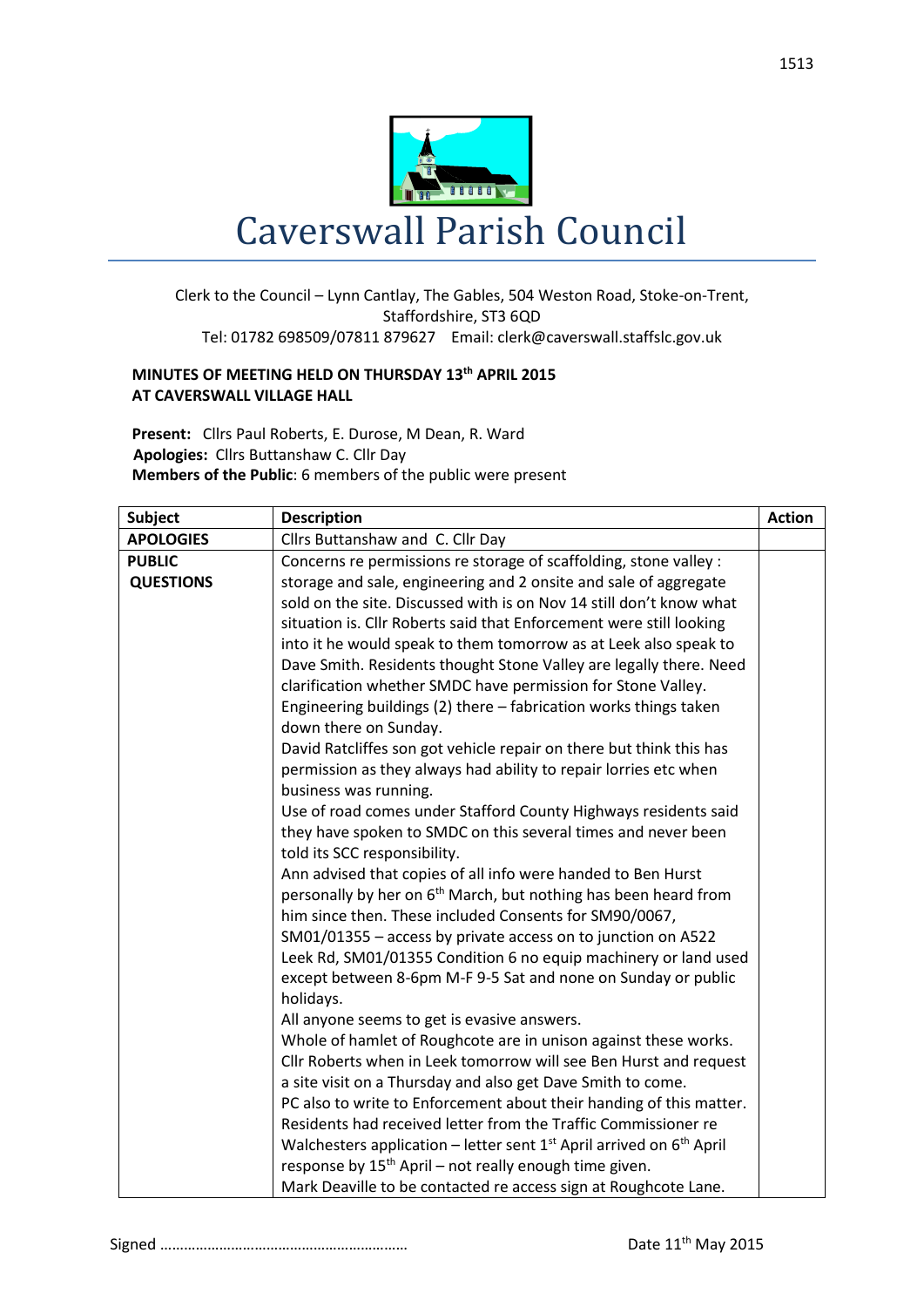# Caverswall Parish Council

Clerk to the Council – Lynn Cantlay, The Gables, 504 Weston Road, Stoke-on-Trent, Staffordshire, ST3 6QD
Tel: 01782 698509/07811 879627 Email: clerk@caverswall.staffslc.gov.uk

**MINUTES OF MEETING HELD ON THURSDAY 13th APRIL 2015**
**AT CAVERSWALL VILLAGE HALL**

**Present:** Cllrs Paul Roberts, E. Durose, M Dean, R. Ward
**Apologies:** Cllrs Buttanshaw C. Cllr Day
**Members of the Public**: 6 members of the public were present

| Subject | Description | Action |
|---|---|---|
| **APOLOGIES** | Cllrs Buttanshaw and C. Cllr Day | |
| **PUBLIC QUESTIONS** | Concerns re permissions re storage of scaffolding, stone valley : storage and sale, engineering and 2 onsite and sale of aggregate sold on the site. Discussed with is on Nov 14 still don't know what situation is. Cllr Roberts said that Enforcement were still looking into it he would speak to them tomorrow as at Leek also speak to Dave Smith. Residents thought Stone Valley are legally there. Need clarification whether SMDC have permission for Stone Valley. Engineering buildings (2) there – fabrication works things taken down there on Sunday.<br>David Ratcliffes son got vehicle repair on there but think this has permission as they always had ability to repair lorries etc when business was running.<br>Use of road comes under Stafford County Highways residents said they have spoken to SMDC on this several times and never been told its SCC responsibility.<br>Ann advised that copies of all info were handed to Ben Hurst personally by her on 6th March, but nothing has been heard from him since then. These included Consents for SM90/0067, SM01/01355 – access by private access on to junction on A522 Leek Rd, SM01/01355 Condition 6 no equip machinery or land used except between 8-6pm M-F 9-5 Sat and none on Sunday or public holidays.<br>All anyone seems to get is evasive answers.<br>Whole of hamlet of Roughcote are in unison against these works. Cllr Roberts when in Leek tomorrow will see Ben Hurst and request a site visit on a Thursday and also get Dave Smith to come.<br>PC also to write to Enforcement about their handing of this matter. Residents had received letter from the Traffic Commissioner re Walchesters application – letter sent 1st April arrived on 6th April response by 15th April – not really enough time given.<br>Mark Deaville to be contacted re access sign at Roughcote Lane. | |

Signed …………………………………………………… Date 11th May 2015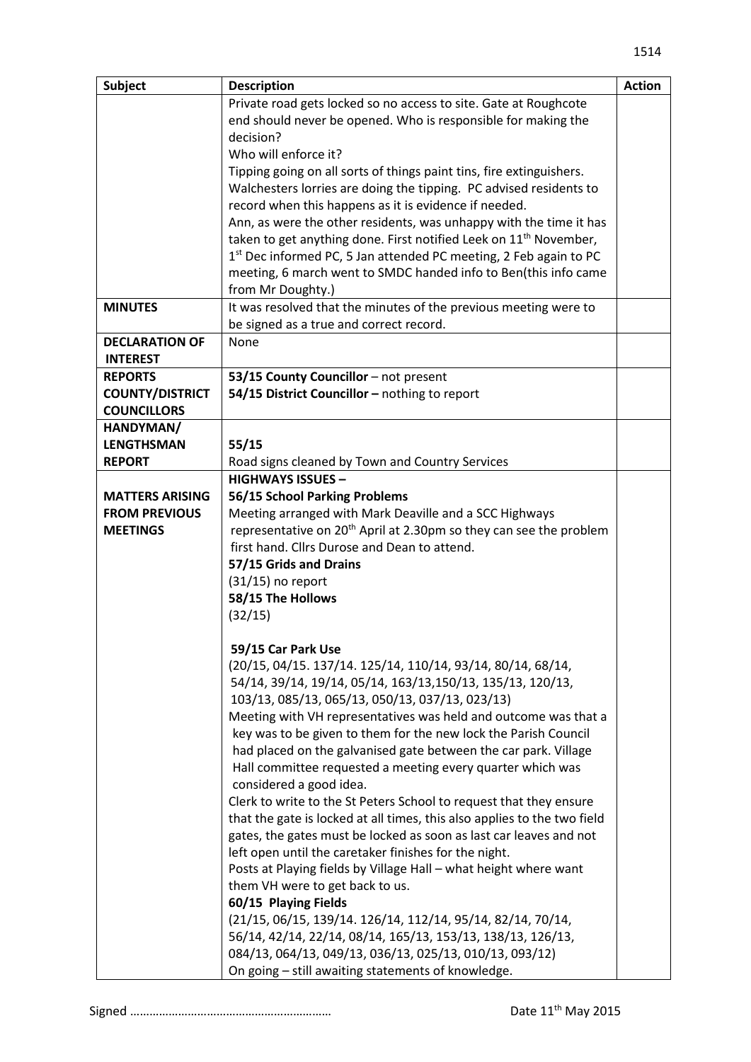| Subject | Description | Action |
|---|---|---|
| | Private road gets locked so no access to site. Gate at Roughcote end should never be opened. Who is responsible for making the decision?<br>Who will enforce it?<br>Tipping going on all sorts of things paint tins, fire extinguishers. Walchesters lorries are doing the tipping. PC advised residents to record when this happens as it is evidence if needed.<br>Ann, as were the other residents, was unhappy with the time it has taken to get anything done. First notified Leek on 11th November, 1st Dec informed PC, 5 Jan attended PC meeting, 2 Feb again to PC meeting, 6 march went to SMDC handed info to Ben(this info came from Mr Doughty.) | |
| **MINUTES** | It was resolved that the minutes of the previous meeting were to be signed as a true and correct record. | |
| **DECLARATION OF INTEREST** | None | |
| **REPORTS COUNTY/DISTRICT COUNCILLORS** | **53/15 County Councillor** – not present<br>**54/15 District Councillor –** nothing to report | |
| **HANDYMAN/ LENGTHSMAN REPORT** | **55/15**<br>Road signs cleaned by Town and Country Services | |
| **MATTERS ARISING FROM PREVIOUS MEETINGS** | **HIGHWAYS ISSUES –**<br>**56/15 School Parking Problems**<br>Meeting arranged with Mark Deaville and a SCC Highways representative on 20th April at 2.30pm so they can see the problem first hand. Cllrs Durose and Dean to attend.<br>**57/15 Grids and Drains**<br>(31/15) no report<br>**58/15 The Hollows**<br>(32/15)<br><br>**59/15 Car Park Use**<br>(20/15, 04/15. 137/14. 125/14, 110/14, 93/14, 80/14, 68/14, 54/14, 39/14, 19/14, 05/14, 163/13,150/13, 135/13, 120/13, 103/13, 085/13, 065/13, 050/13, 037/13, 023/13)<br>Meeting with VH representatives was held and outcome was that a key was to be given to them for the new lock the Parish Council had placed on the galvanised gate between the car park. Village Hall committee requested a meeting every quarter which was considered a good idea.<br>Clerk to write to the St Peters School to request that they ensure that the gate is locked at all times, this also applies to the two field gates, the gates must be locked as soon as last car leaves and not left open until the caretaker finishes for the night.<br>Posts at Playing fields by Village Hall – what height where want them VH were to get back to us.<br>**60/15 Playing Fields**<br>(21/15, 06/15, 139/14. 126/14, 112/14, 95/14, 82/14, 70/14, 56/14, 42/14, 22/14, 08/14, 165/13, 153/13, 138/13, 126/13, 084/13, 064/13, 049/13, 036/13, 025/13, 010/13, 093/12)<br>On going – still awaiting statements of knowledge. | |

Signed ……………………………………………………… Date 11th May 2015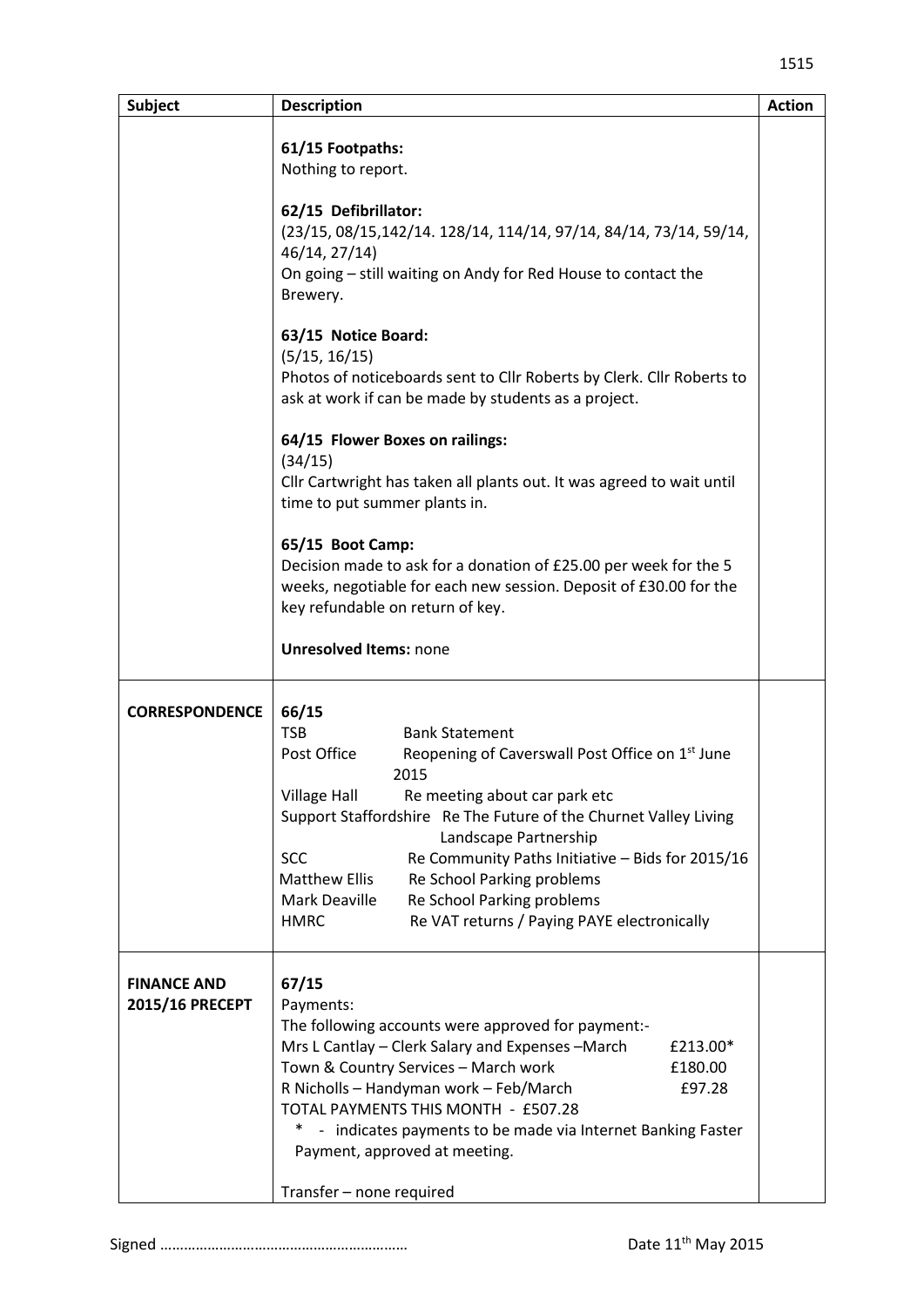| Subject | Description | Action |
|---|---|---|
| | **61/15 Footpaths:**<br>Nothing to report.<br><br>**62/15 Defibrillator:**<br>(23/15, 08/15,142/14. 128/14, 114/14, 97/14, 84/14, 73/14, 59/14, 46/14, 27/14)<br>On going – still waiting on Andy for Red House to contact the Brewery.<br><br>**63/15 Notice Board:**<br>(5/15, 16/15)<br>Photos of noticeboards sent to Cllr Roberts by Clerk. Cllr Roberts to ask at work if can be made by students as a project.<br><br>**64/15 Flower Boxes on railings:**<br>(34/15)<br>Cllr Cartwright has taken all plants out. It was agreed to wait until time to put summer plants in.<br><br>**65/15 Boot Camp:**<br>Decision made to ask for a donation of £25.00 per week for the 5 weeks, negotiable for each new session. Deposit of £30.00 for the key refundable on return of key.<br><br>**Unresolved Items:** none | |
| **CORRESPONDENCE** | 66/15<br>TSB – Bank Statement<br>Post Office – Reopening of Caverswall Post Office on 1st June 2015<br>Village Hall – Re meeting about car park etc<br>Support Staffordshire – Re The Future of the Churnet Valley Living Landscape Partnership<br>SCC – Re Community Paths Initiative – Bids for 2015/16<br>Matthew Ellis – Re School Parking problems<br>Mark Deaville – Re School Parking problems<br>HMRC – Re VAT returns / Paying PAYE electronically | |
| **FINANCE AND 2015/16 PRECEPT** | 67/15<br>Payments:<br>The following accounts were approved for payment:-<br>Mrs L Cantlay – Clerk Salary and Expenses –March £213.00*<br>Town & Country Services – March work £180.00<br>R Nicholls – Handyman work – Feb/March £97.28<br>TOTAL PAYMENTS THIS MONTH - £507.28<br>* - indicates payments to be made via Internet Banking Faster Payment, approved at meeting.<br><br>Transfer – none required | |

Signed …………………………………………………… Date 11th May 2015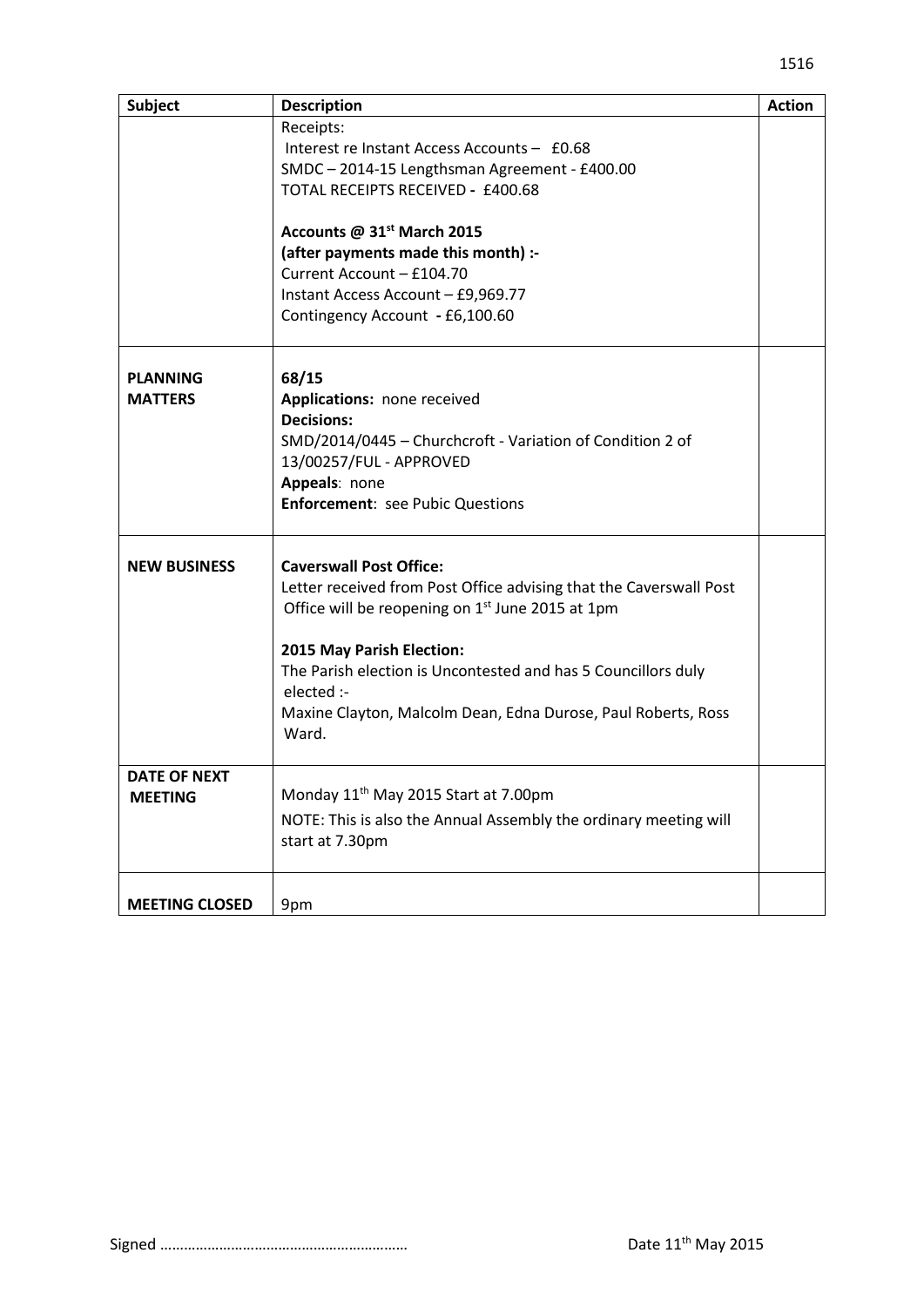| Subject | Description | Action |
|---|---|---|
| | Receipts:<br>Interest re Instant Access Accounts – £0.68<br>SMDC – 2014-15 Lengthsman Agreement - £400.00<br>TOTAL RECEIPTS RECEIVED - £400.68<br><br>**Accounts @ 31st March 2015**<br>**(after payments made this month) :-**<br>Current Account – £104.70<br>Instant Access Account – £9,969.77<br>Contingency Account - £6,100.60 | |
| **PLANNING MATTERS** | **68/15**<br>**Applications:** none received<br>**Decisions:**<br>SMD/2014/0445 – Churchcroft - Variation of Condition 2 of 13/00257/FUL - APPROVED<br>**Appeals**: none<br>**Enforcement**: see Pubic Questions | |
| **NEW BUSINESS** | **Caverswall Post Office:**<br>Letter received from Post Office advising that the Caverswall Post Office will be reopening on 1st June 2015 at 1pm<br><br>**2015 May Parish Election:**<br>The Parish election is Uncontested and has 5 Councillors duly elected :-<br>Maxine Clayton, Malcolm Dean, Edna Durose, Paul Roberts, Ross Ward. | |
| **DATE OF NEXT MEETING** | Monday 11th May 2015 Start at 7.00pm<br>NOTE: This is also the Annual Assembly the ordinary meeting will start at 7.30pm | |
| **MEETING CLOSED** | 9pm | |

Signed …………………………………………………… Date 11th May 2015